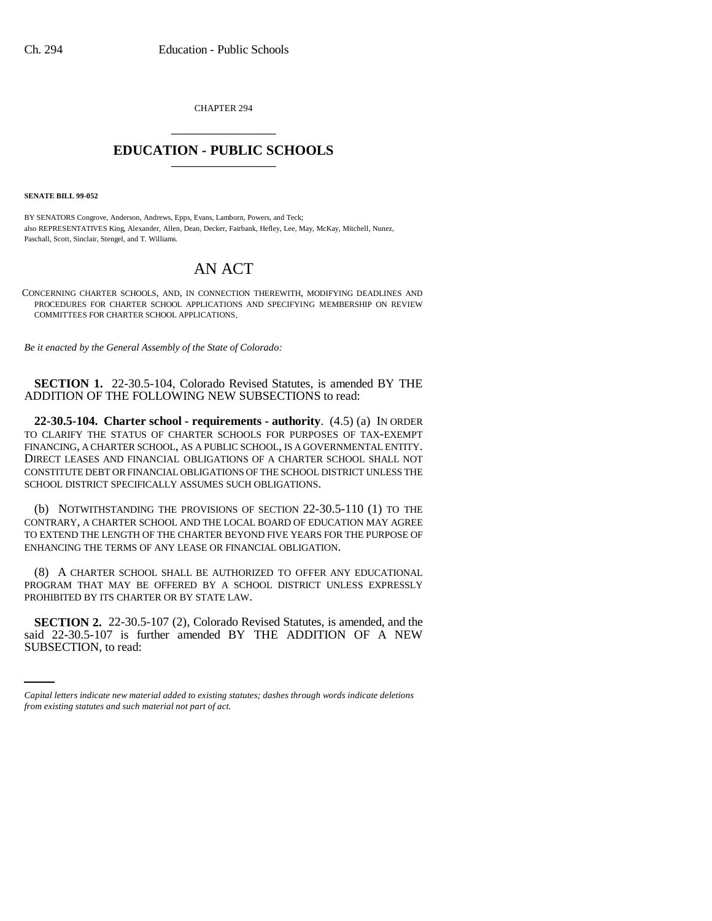CHAPTER 294

# EDUCATION - PUBLIC SCHOOLS

**SENATE BILL 99-052**

BY SENATORS Congrove, Anderson, Andrews, Epps, Evans, Lamborn, Powers, and Teck;
also REPRESENTATIVES King, Alexander, Allen, Dean, Decker, Fairbank, Hefley, Lee, May, McKay, Mitchell, Nunez, Paschall, Scott, Sinclair, Stengel, and T. Williams.

## AN ACT

CONCERNING CHARTER SCHOOLS, AND, IN CONNECTION THEREWITH, MODIFYING DEADLINES AND PROCEDURES FOR CHARTER SCHOOL APPLICATIONS AND SPECIFYING MEMBERSHIP ON REVIEW COMMITTEES FOR CHARTER SCHOOL APPLICATIONS.

*Be it enacted by the General Assembly of the State of Colorado:*

**SECTION 1.** 22-30.5-104, Colorado Revised Statutes, is amended BY THE ADDITION OF THE FOLLOWING NEW SUBSECTIONS to read:

**22-30.5-104. Charter school - requirements - authority**. (4.5) (a) IN ORDER TO CLARIFY THE STATUS OF CHARTER SCHOOLS FOR PURPOSES OF TAX-EXEMPT FINANCING, A CHARTER SCHOOL, AS A PUBLIC SCHOOL, IS A GOVERNMENTAL ENTITY. DIRECT LEASES AND FINANCIAL OBLIGATIONS OF A CHARTER SCHOOL SHALL NOT CONSTITUTE DEBT OR FINANCIAL OBLIGATIONS OF THE SCHOOL DISTRICT UNLESS THE SCHOOL DISTRICT SPECIFICALLY ASSUMES SUCH OBLIGATIONS.

(b) NOTWITHSTANDING THE PROVISIONS OF SECTION 22-30.5-110 (1) TO THE CONTRARY, A CHARTER SCHOOL AND THE LOCAL BOARD OF EDUCATION MAY AGREE TO EXTEND THE LENGTH OF THE CHARTER BEYOND FIVE YEARS FOR THE PURPOSE OF ENHANCING THE TERMS OF ANY LEASE OR FINANCIAL OBLIGATION.

(8) A CHARTER SCHOOL SHALL BE AUTHORIZED TO OFFER ANY EDUCATIONAL PROGRAM THAT MAY BE OFFERED BY A SCHOOL DISTRICT UNLESS EXPRESSLY PROHIBITED BY ITS CHARTER OR BY STATE LAW.

**SECTION 2.** 22-30.5-107 (2), Colorado Revised Statutes, is amended, and the said 22-30.5-107 is further amended BY THE ADDITION OF A NEW SUBSECTION, to read:

*Capital letters indicate new material added to existing statutes; dashes through words indicate deletions from existing statutes and such material not part of act.*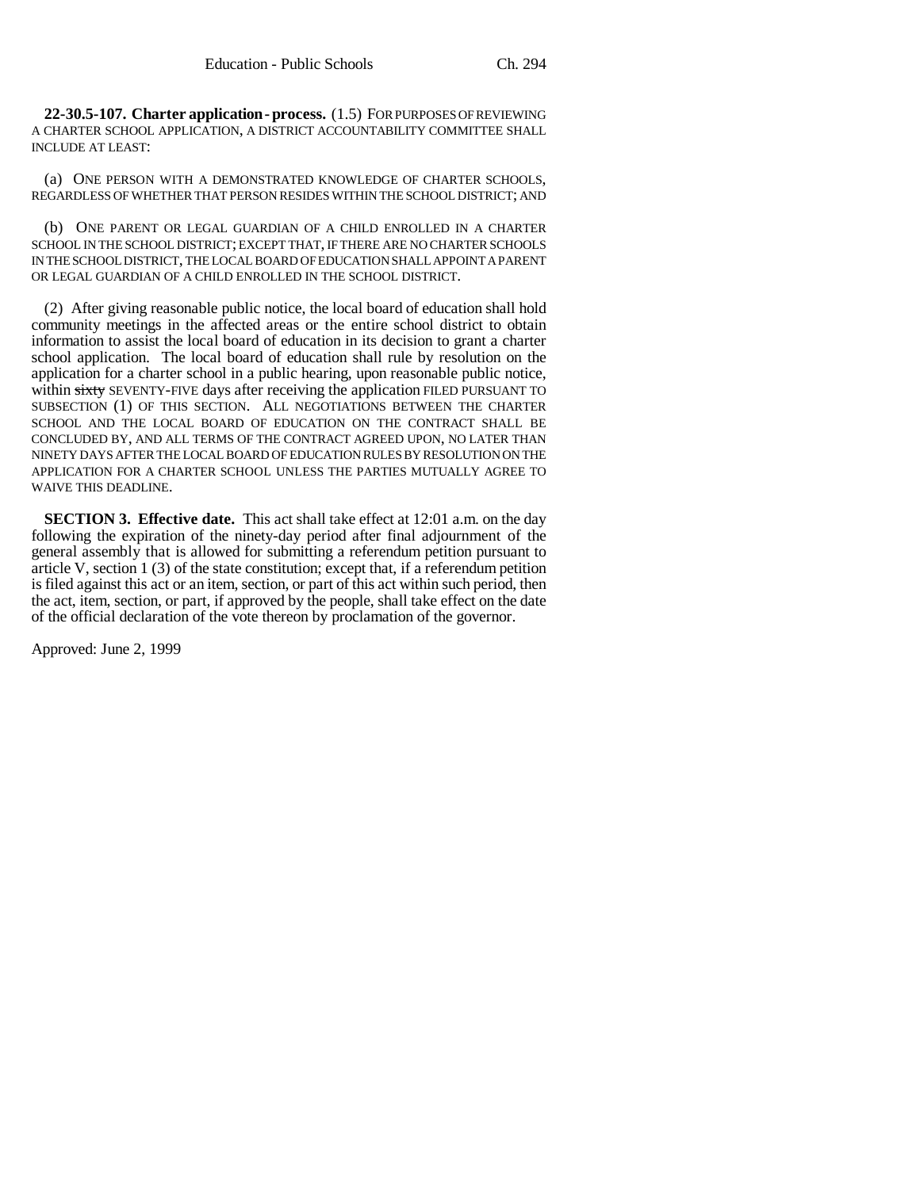**22-30.5-107. Charter application - process.** (1.5) FOR PURPOSES OF REVIEWING A CHARTER SCHOOL APPLICATION, A DISTRICT ACCOUNTABILITY COMMITTEE SHALL INCLUDE AT LEAST:

(a) ONE PERSON WITH A DEMONSTRATED KNOWLEDGE OF CHARTER SCHOOLS, REGARDLESS OF WHETHER THAT PERSON RESIDES WITHIN THE SCHOOL DISTRICT; AND

(b) ONE PARENT OR LEGAL GUARDIAN OF A CHILD ENROLLED IN A CHARTER SCHOOL IN THE SCHOOL DISTRICT; EXCEPT THAT, IF THERE ARE NO CHARTER SCHOOLS IN THE SCHOOL DISTRICT, THE LOCAL BOARD OF EDUCATION SHALL APPOINT A PARENT OR LEGAL GUARDIAN OF A CHILD ENROLLED IN THE SCHOOL DISTRICT.

(2) After giving reasonable public notice, the local board of education shall hold community meetings in the affected areas or the entire school district to obtain information to assist the local board of education in its decision to grant a charter school application. The local board of education shall rule by resolution on the application for a charter school in a public hearing, upon reasonable public notice, within ~~sixty~~ SEVENTY-FIVE days after receiving the application FILED PURSUANT TO SUBSECTION (1) OF THIS SECTION. ALL NEGOTIATIONS BETWEEN THE CHARTER SCHOOL AND THE LOCAL BOARD OF EDUCATION ON THE CONTRACT SHALL BE CONCLUDED BY, AND ALL TERMS OF THE CONTRACT AGREED UPON, NO LATER THAN NINETY DAYS AFTER THE LOCAL BOARD OF EDUCATION RULES BY RESOLUTION ON THE APPLICATION FOR A CHARTER SCHOOL UNLESS THE PARTIES MUTUALLY AGREE TO WAIVE THIS DEADLINE.

**SECTION 3. Effective date.** This act shall take effect at 12:01 a.m. on the day following the expiration of the ninety-day period after final adjournment of the general assembly that is allowed for submitting a referendum petition pursuant to article V, section 1 (3) of the state constitution; except that, if a referendum petition is filed against this act or an item, section, or part of this act within such period, then the act, item, section, or part, if approved by the people, shall take effect on the date of the official declaration of the vote thereon by proclamation of the governor.

Approved: June 2, 1999